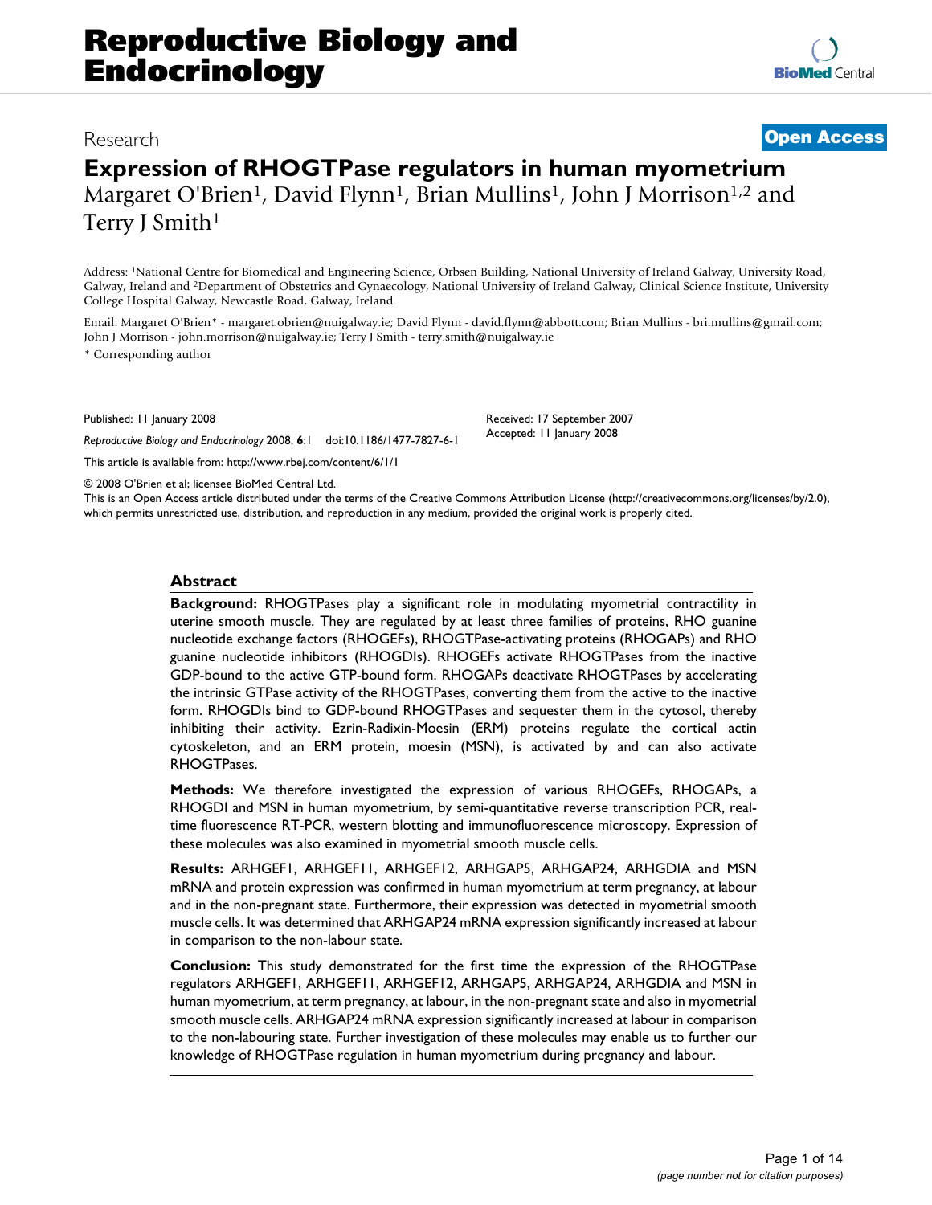Research

Open Access

# Expression of RHOGTPase regulators in human myometrium

Margaret O'Brien[1], David Flynn[1], Brian Mullins[1], John J Morrison[1,2] and Terry J Smith[1]

Address: [1]National Centre for Biomedical and Engineering Science, Orbsen Building, National University of Ireland Galway, University Road, Galway, Ireland and [2]Department of Obstetrics and Gynaecology, National University of Ireland Galway, Clinical Science Institute, University College Hospital Galway, Newcastle Road, Galway, Ireland

Email: Margaret O'Brien* - margaret.obrien@nuigalway.ie; David Flynn - david.flynn@abbott.com; Brian Mullins - bri.mullins@gmail.com; John J Morrison - john.morrison@nuigalway.ie; Terry J Smith - terry.smith@nuigalway.ie

* Corresponding author

Published: 11 January 2008

*Reproductive Biology and Endocrinology* 2008, **6**:1 doi:10.1186/1477-7827-6-1

Received: 17 September 2007
Accepted: 11 January 2008

This article is available from: http://www.rbej.com/content/6/1/1

© 2008 O'Brien et al; licensee BioMed Central Ltd.
This is an Open Access article distributed under the terms of the Creative Commons Attribution License (http://creativecommons.org/licenses/by/2.0), which permits unrestricted use, distribution, and reproduction in any medium, provided the original work is properly cited.

## Abstract

**Background:** RHOGTPases play a significant role in modulating myometrial contractility in uterine smooth muscle. They are regulated by at least three families of proteins, RHO guanine nucleotide exchange factors (RHOGEFs), RHOGTPase-activating proteins (RHOGAPs) and RHO guanine nucleotide inhibitors (RHOGDIs). RHOGEFs activate RHOGTPases from the inactive GDP-bound to the active GTP-bound form. RHOGAPs deactivate RHOGTPases by accelerating the intrinsic GTPase activity of the RHOGTPases, converting them from the active to the inactive form. RHOGDIs bind to GDP-bound RHOGTPases and sequester them in the cytosol, thereby inhibiting their activity. Ezrin-Radixin-Moesin (ERM) proteins regulate the cortical actin cytoskeleton, and an ERM protein, moesin (MSN), is activated by and can also activate RHOGTPases.

**Methods:** We therefore investigated the expression of various RHOGEFs, RHOGAPs, a RHOGDI and MSN in human myometrium, by semi-quantitative reverse transcription PCR, real-time fluorescence RT-PCR, western blotting and immunofluorescence microscopy. Expression of these molecules was also examined in myometrial smooth muscle cells.

**Results:** ARHGEF1, ARHGEF11, ARHGEF12, ARHGAP5, ARHGAP24, ARHGDIA and MSN mRNA and protein expression was confirmed in human myometrium at term pregnancy, at labour and in the non-pregnant state. Furthermore, their expression was detected in myometrial smooth muscle cells. It was determined that ARHGAP24 mRNA expression significantly increased at labour in comparison to the non-labour state.

**Conclusion:** This study demonstrated for the first time the expression of the RHOGTPase regulators ARHGEF1, ARHGEF11, ARHGEF12, ARHGAP5, ARHGAP24, ARHGDIA and MSN in human myometrium, at term pregnancy, at labour, in the non-pregnant state and also in myometrial smooth muscle cells. ARHGAP24 mRNA expression significantly increased at labour in comparison to the non-labouring state. Further investigation of these molecules may enable us to further our knowledge of RHOGTPase regulation in human myometrium during pregnancy and labour.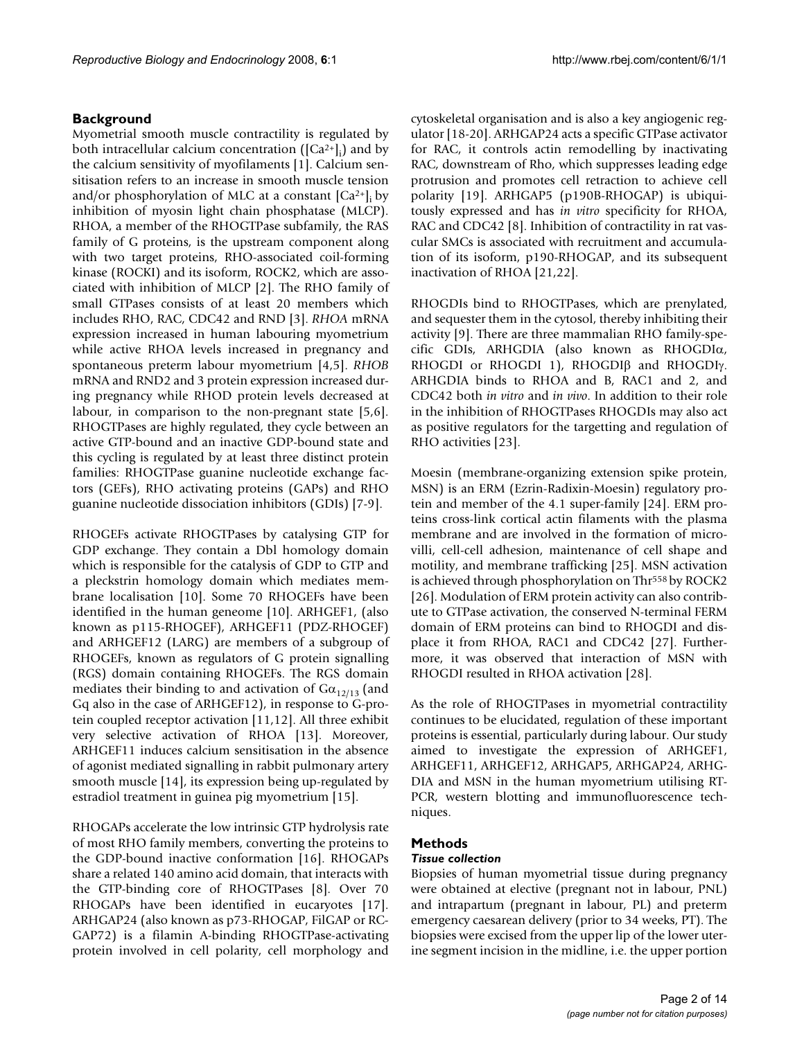## Background

Myometrial smooth muscle contractility is regulated by both intracellular calcium concentration ($[Ca^{2+}]_i$) and by the calcium sensitivity of myofilaments [1]. Calcium sensitisation refers to an increase in smooth muscle tension and/or phosphorylation of MLC at a constant $[Ca^{2+}]_i$ by inhibition of myosin light chain phosphatase (MLCP). RHOA, a member of the RHOGTPase subfamily, the RAS family of G proteins, is the upstream component along with two target proteins, RHO-associated coil-forming kinase (ROCKI) and its isoform, ROCK2, which are associated with inhibition of MLCP [2]. The RHO family of small GTPases consists of at least 20 members which includes RHO, RAC, CDC42 and RND [3]. *RHOA* mRNA expression increased in human labouring myometrium while active RHOA levels increased in pregnancy and spontaneous preterm labour myometrium [4,5]. *RHOB* mRNA and RND2 and 3 protein expression increased during pregnancy while RHOD protein levels decreased at labour, in comparison to the non-pregnant state [5,6]. RHOGTPases are highly regulated, they cycle between an active GTP-bound and an inactive GDP-bound state and this cycling is regulated by at least three distinct protein families: RHOGTPase guanine nucleotide exchange factors (GEFs), RHO activating proteins (GAPs) and RHO guanine nucleotide dissociation inhibitors (GDIs) [7-9].

RHOGEFs activate RHOGTPases by catalysing GTP for GDP exchange. They contain a Dbl homology domain which is responsible for the catalysis of GDP to GTP and a pleckstrin homology domain which mediates membrane localisation [10]. Some 70 RHOGEFs have been identified in the human geneome [10]. ARHGEF1, (also known as p115-RHOGEF), ARHGEF11 (PDZ-RHOGEF) and ARHGEF12 (LARG) are members of a subgroup of RHOGEFs, known as regulators of G protein signalling (RGS) domain containing RHOGEFs. The RGS domain mediates their binding to and activation of $G\alpha_{12/13}$ (and Gq also in the case of ARHGEF12), in response to G-protein coupled receptor activation [11,12]. All three exhibit very selective activation of RHOA [13]. Moreover, ARHGEF11 induces calcium sensitisation in the absence of agonist mediated signalling in rabbit pulmonary artery smooth muscle [14], its expression being up-regulated by estradiol treatment in guinea pig myometrium [15].

RHOGAPs accelerate the low intrinsic GTP hydrolysis rate of most RHO family members, converting the proteins to the GDP-bound inactive conformation [16]. RHOGAPs share a related 140 amino acid domain, that interacts with the GTP-binding core of RHOGTPases [8]. Over 70 RHOGAPs have been identified in eucaryotes [17]. ARHGAP24 (also known as p73-RHOGAP, FilGAP or RC-GAP72) is a filamin A-binding RHOGTPase-activating protein involved in cell polarity, cell morphology and cytoskeletal organisation and is also a key angiogenic regulator [18-20]. ARHGAP24 acts a specific GTPase activator for RAC, it controls actin remodelling by inactivating RAC, downstream of Rho, which suppresses leading edge protrusion and promotes cell retraction to achieve cell polarity [19]. ARHGAP5 (p190B-RHOGAP) is ubiquitously expressed and has *in vitro* specificity for RHOA, RAC and CDC42 [8]. Inhibition of contractility in rat vascular SMCs is associated with recruitment and accumulation of its isoform, p190-RHOGAP, and its subsequent inactivation of RHOA [21,22].

RHOGDIs bind to RHOGTPases, which are prenylated, and sequester them in the cytosol, thereby inhibiting their activity [9]. There are three mammalian RHO family-specific GDIs, ARHGDIA (also known as RHOGDIα, RHOGDI or RHOGDI 1), RHOGDIβ and RHOGDIγ. ARHGDIA binds to RHOA and B, RAC1 and 2, and CDC42 both *in vitro* and *in vivo*. In addition to their role in the inhibition of RHOGTPases RHOGDIs may also act as positive regulators for the targetting and regulation of RHO activities [23].

Moesin (membrane-organizing extension spike protein, MSN) is an ERM (Ezrin-Radixin-Moesin) regulatory protein and member of the 4.1 super-family [24]. ERM proteins cross-link cortical actin filaments with the plasma membrane and are involved in the formation of microvilli, cell-cell adhesion, maintenance of cell shape and motility, and membrane trafficking [25]. MSN activation is achieved through phosphorylation on $Thr^{558}$ by ROCK2 [26]. Modulation of ERM protein activity can also contribute to GTPase activation, the conserved N-terminal FERM domain of ERM proteins can bind to RHOGDI and displace it from RHOA, RAC1 and CDC42 [27]. Furthermore, it was observed that interaction of MSN with RHOGDI resulted in RHOA activation [28].

As the role of RHOGTPases in myometrial contractility continues to be elucidated, regulation of these important proteins is essential, particularly during labour. Our study aimed to investigate the expression of ARHGEF1, ARHGEF11, ARHGEF12, ARHGAP5, ARHGAP24, ARHGDIA and MSN in the human myometrium utilising RT-PCR, western blotting and immunofluorescence techniques.

## Methods

### *Tissue collection*

Biopsies of human myometrial tissue during pregnancy were obtained at elective (pregnant not in labour, PNL) and intrapartum (pregnant in labour, PL) and preterm emergency caesarean delivery (prior to 34 weeks, PT). The biopsies were excised from the upper lip of the lower uterine segment incision in the midline, i.e. the upper portion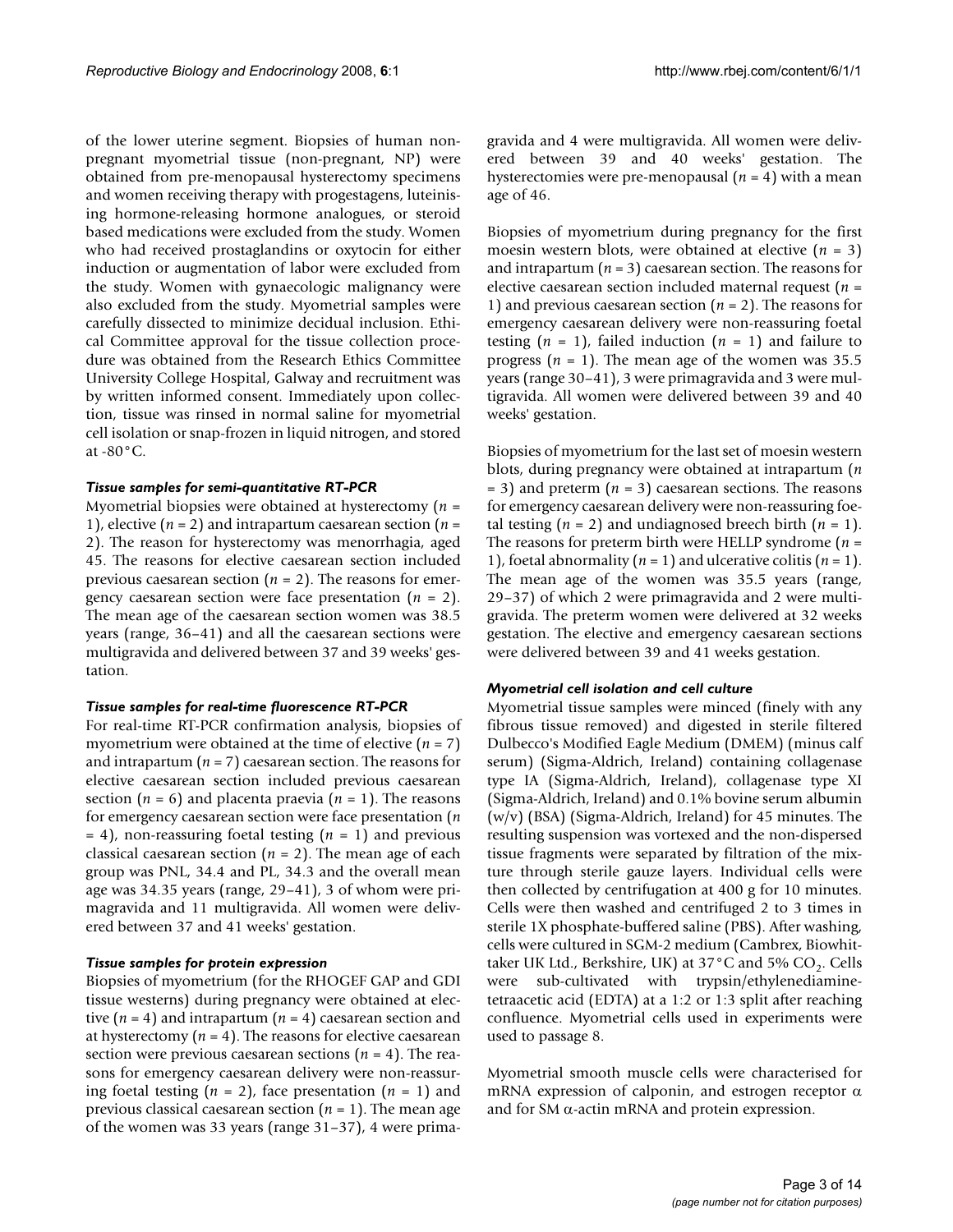of the lower uterine segment. Biopsies of human non-pregnant myometrial tissue (non-pregnant, NP) were obtained from pre-menopausal hysterectomy specimens and women receiving therapy with progestagens, luteinising hormone-releasing hormone analogues, or steroid based medications were excluded from the study. Women who had received prostaglandins or oxytocin for either induction or augmentation of labor were excluded from the study. Women with gynaecologic malignancy were also excluded from the study. Myometrial samples were carefully dissected to minimize decidual inclusion. Ethical Committee approval for the tissue collection procedure was obtained from the Research Ethics Committee University College Hospital, Galway and recruitment was by written informed consent. Immediately upon collection, tissue was rinsed in normal saline for myometrial cell isolation or snap-frozen in liquid nitrogen, and stored at -80°C.

### *Tissue samples for semi-quantitative RT-PCR*

Myometrial biopsies were obtained at hysterectomy (*n* = 1), elective (*n* = 2) and intrapartum caesarean section (*n* = 2). The reason for hysterectomy was menorrhagia, aged 45. The reasons for elective caesarean section included previous caesarean section (*n* = 2). The reasons for emergency caesarean section were face presentation (*n* = 2). The mean age of the caesarean section women was 38.5 years (range, 36–41) and all the caesarean sections were multigravida and delivered between 37 and 39 weeks' gestation.

### *Tissue samples for real-time fluorescence RT-PCR*

For real-time RT-PCR confirmation analysis, biopsies of myometrium were obtained at the time of elective (*n* = 7) and intrapartum (*n* = 7) caesarean section. The reasons for elective caesarean section included previous caesarean section (*n* = 6) and placenta praevia (*n* = 1). The reasons for emergency caesarean section were face presentation (*n* = 4), non-reassuring foetal testing (*n* = 1) and previous classical caesarean section (*n* = 2). The mean age of each group was PNL, 34.4 and PL, 34.3 and the overall mean age was 34.35 years (range, 29–41), 3 of whom were primagravida and 11 multigravida. All women were delivered between 37 and 41 weeks' gestation.

### *Tissue samples for protein expression*

Biopsies of myometrium (for the RHOGEF GAP and GDI tissue westerns) during pregnancy were obtained at elective (*n* = 4) and intrapartum (*n* = 4) caesarean section and at hysterectomy (*n* = 4). The reasons for elective caesarean section were previous caesarean sections (*n* = 4). The reasons for emergency caesarean delivery were non-reassuring foetal testing (*n* = 2), face presentation (*n* = 1) and previous classical caesarean section (*n* = 1). The mean age of the women was 33 years (range 31–37), 4 were primagravida and 4 were multigravida. All women were delivered between 39 and 40 weeks' gestation. The hysterectomies were pre-menopausal (*n* = 4) with a mean age of 46.

Biopsies of myometrium during pregnancy for the first moesin western blots, were obtained at elective (*n* = 3) and intrapartum (*n* = 3) caesarean section. The reasons for elective caesarean section included maternal request (*n* = 1) and previous caesarean section (*n* = 2). The reasons for emergency caesarean delivery were non-reassuring foetal testing (*n* = 1), failed induction (*n* = 1) and failure to progress (*n* = 1). The mean age of the women was 35.5 years (range 30–41), 3 were primagravida and 3 were multigravida. All women were delivered between 39 and 40 weeks' gestation.

Biopsies of myometrium for the last set of moesin western blots, during pregnancy were obtained at intrapartum (*n* = 3) and preterm (*n* = 3) caesarean sections. The reasons for emergency caesarean delivery were non-reassuring foetal testing (*n* = 2) and undiagnosed breech birth (*n* = 1). The reasons for preterm birth were HELLP syndrome (*n* = 1), foetal abnormality (*n* = 1) and ulcerative colitis (*n* = 1). The mean age of the women was 35.5 years (range, 29–37) of which 2 were primagravida and 2 were multigravida. The preterm women were delivered at 32 weeks gestation. The elective and emergency caesarean sections were delivered between 39 and 41 weeks gestation.

### *Myometrial cell isolation and cell culture*

Myometrial tissue samples were minced (finely with any fibrous tissue removed) and digested in sterile filtered Dulbecco's Modified Eagle Medium (DMEM) (minus calf serum) (Sigma-Aldrich, Ireland) containing collagenase type IA (Sigma-Aldrich, Ireland), collagenase type XI (Sigma-Aldrich, Ireland) and 0.1% bovine serum albumin (w/v) (BSA) (Sigma-Aldrich, Ireland) for 45 minutes. The resulting suspension was vortexed and the non-dispersed tissue fragments were separated by filtration of the mixture through sterile gauze layers. Individual cells were then collected by centrifugation at 400 g for 10 minutes. Cells were then washed and centrifuged 2 to 3 times in sterile 1X phosphate-buffered saline (PBS). After washing, cells were cultured in SGM-2 medium (Cambrex, Biowhittaker UK Ltd., Berkshire, UK) at 37°C and 5% $CO_2$. Cells were sub-cultivated with trypsin/ethylenediaminetetraacetic acid (EDTA) at a 1:2 or 1:3 split after reaching confluence. Myometrial cells used in experiments were used to passage 8.

Myometrial smooth muscle cells were characterised for mRNA expression of calponin, and estrogen receptor $\alpha$ and for SM $\alpha$-actin mRNA and protein expression.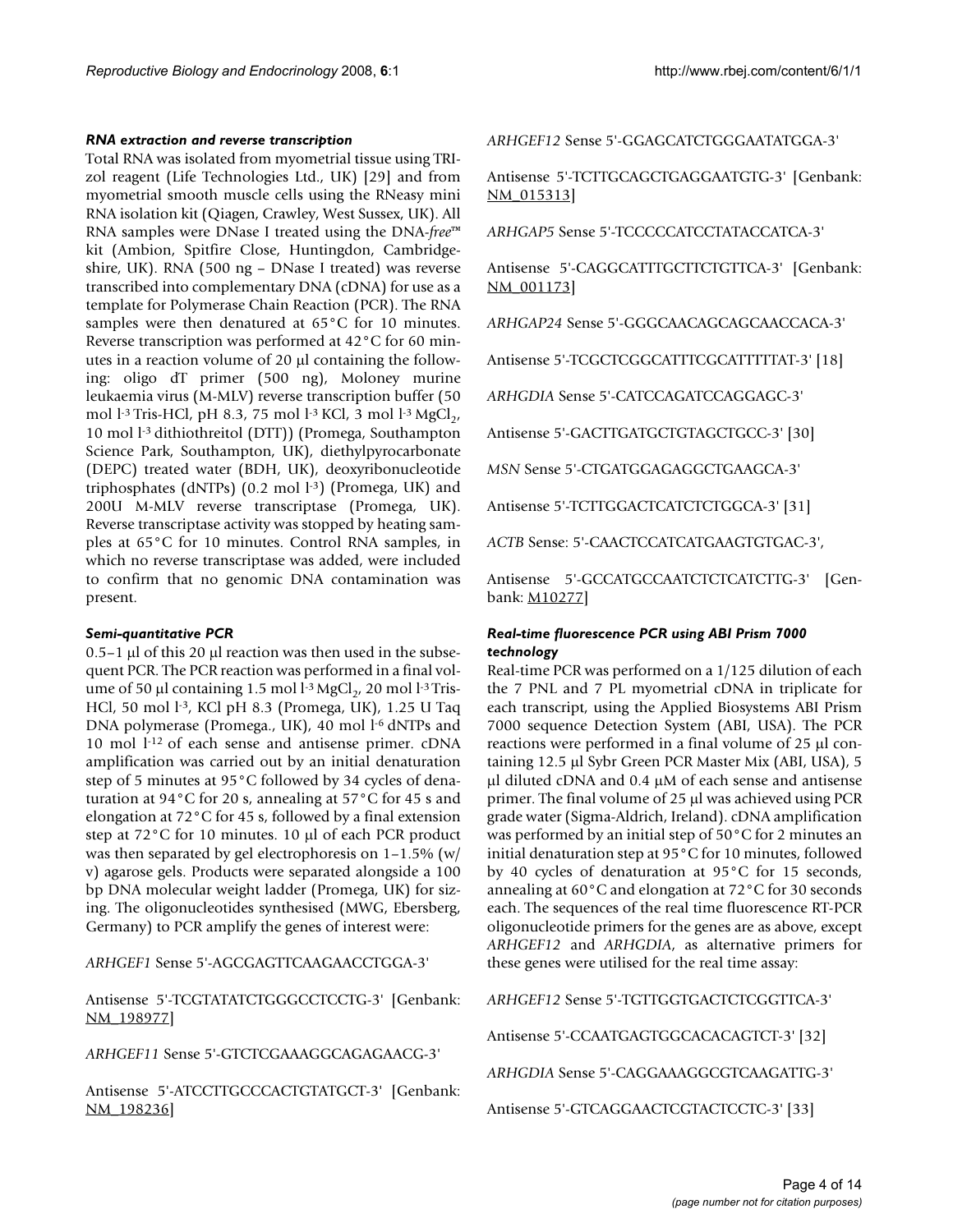#### *RNA extraction and reverse transcription*

Total RNA was isolated from myometrial tissue using TRIzol reagent (Life Technologies Ltd., UK) [29] and from myometrial smooth muscle cells using the RNeasy mini RNA isolation kit (Qiagen, Crawley, West Sussex, UK). All RNA samples were DNase I treated using the DNA-*free*™ kit (Ambion, Spitfire Close, Huntingdon, Cambridgeshire, UK). RNA (500 ng – DNase I treated) was reverse transcribed into complementary DNA (cDNA) for use as a template for Polymerase Chain Reaction (PCR). The RNA samples were then denatured at 65°C for 10 minutes. Reverse transcription was performed at 42°C for 60 minutes in a reaction volume of 20 μl containing the following: oligo dT primer (500 ng), Moloney murine leukaemia virus (M-MLV) reverse transcription buffer (50 mol $l^{-3}$ Tris-HCl, pH 8.3, 75 mol $l^{-3}$ KCl, 3 mol $l^{-3}$ $MgCl_2$, 10 mol $l^{-3}$ dithiothreitol (DTT)) (Promega, Southampton Science Park, Southampton, UK), diethylpyrocarbonate (DEPC) treated water (BDH, UK), deoxyribonucleotide triphosphates (dNTPs) (0.2 mol $l^{-3}$) (Promega, UK) and 200U M-MLV reverse transcriptase (Promega, UK). Reverse transcriptase activity was stopped by heating samples at 65°C for 10 minutes. Control RNA samples, in which no reverse transcriptase was added, were included to confirm that no genomic DNA contamination was present.

#### *Semi-quantitative PCR*

0.5–1 μl of this 20 μl reaction was then used in the subsequent PCR. The PCR reaction was performed in a final volume of 50 μl containing 1.5 mol $l^{-3}$ $MgCl_2$, 20 mol $l^{-3}$ Tris-HCl, 50 mol $l^{-3}$, KCl pH 8.3 (Promega, UK), 1.25 U Taq DNA polymerase (Promega., UK), 40 mol $l^{-6}$ dNTPs and 10 mol $l^{-12}$ of each sense and antisense primer. cDNA amplification was carried out by an initial denaturation step of 5 minutes at 95°C followed by 34 cycles of denaturation at 94°C for 20 s, annealing at 57°C for 45 s and elongation at 72°C for 45 s, followed by a final extension step at 72°C for 10 minutes. 10 μl of each PCR product was then separated by gel electrophoresis on 1–1.5% (w/v) agarose gels. Products were separated alongside a 100 bp DNA molecular weight ladder (Promega, UK) for sizing. The oligonucleotides synthesised (MWG, Ebersberg, Germany) to PCR amplify the genes of interest were:

*ARHGEF1* Sense 5'-AGCGAGTTCAAGAACCTGGA-3'

Antisense 5'-TCGTATATCTGGGCCTCCTG-3' [Genbank: NM_198977]

*ARHGEF11* Sense 5'-GTCTCGAAAGGCAGAGAACG-3'

Antisense 5'-ATCCTTGCCCACTGTATGCT-3' [Genbank: NM_198236]

*ARHGEF12* Sense 5'-GGAGCATCTGGGAATATGGA-3'

Antisense 5'-TCTTGCAGCTGAGGAATGTG-3' [Genbank: NM_015313]

*ARHGAP5* Sense 5'-TCCCCCATCCTATACCATCA-3'

Antisense 5'-CAGGCATTTGCTTCTGTTCA-3' [Genbank: NM_001173]

*ARHGAP24* Sense 5'-GGGCAACAGCAGCAACCACA-3'

Antisense 5'-TCGCTCGGCATTTCGCATTTTTAT-3' [18]

*ARHGDIA* Sense 5'-CATCCAGATCCAGGAGC-3'

Antisense 5'-GACTTGATGCTGTAGCTGCC-3' [30]

*MSN* Sense 5'-CTGATGGAGAGGCTGAAGCA-3'

Antisense 5'-TCTTGGACTCATCTCTGGCA-3' [31]

*ACTB* Sense: 5'-CAACTCCATCATGAAGTGTGAC-3',

Antisense 5'-GCCATGCCAATCTCTCATCTTG-3' [Genbank: M10277]

#### *Real-time fluorescence PCR using ABI Prism 7000 technology*

Real-time PCR was performed on a 1/125 dilution of each the 7 PNL and 7 PL myometrial cDNA in triplicate for each transcript, using the Applied Biosystems ABI Prism 7000 sequence Detection System (ABI, USA). The PCR reactions were performed in a final volume of 25 μl containing 12.5 μl Sybr Green PCR Master Mix (ABI, USA), 5 μl diluted cDNA and 0.4 μM of each sense and antisense primer. The final volume of 25 μl was achieved using PCR grade water (Sigma-Aldrich, Ireland). cDNA amplification was performed by an initial step of 50°C for 2 minutes an initial denaturation step at 95°C for 10 minutes, followed by 40 cycles of denaturation at 95°C for 15 seconds, annealing at 60°C and elongation at 72°C for 30 seconds each. The sequences of the real time fluorescence RT-PCR oligonucleotide primers for the genes are as above, except *ARHGEF12* and *ARHGDIA*, as alternative primers for these genes were utilised for the real time assay:

*ARHGEF12* Sense 5'-TGTTGGTGACTCTCGGTTCA-3'

Antisense 5'-CCAATGAGTGGCACACAGTCT-3' [32]

*ARHGDIA* Sense 5'-CAGGAAAGGCGTCAAGATTG-3'

Antisense 5'-GTCAGGAACTCGTACTCCTC-3' [33]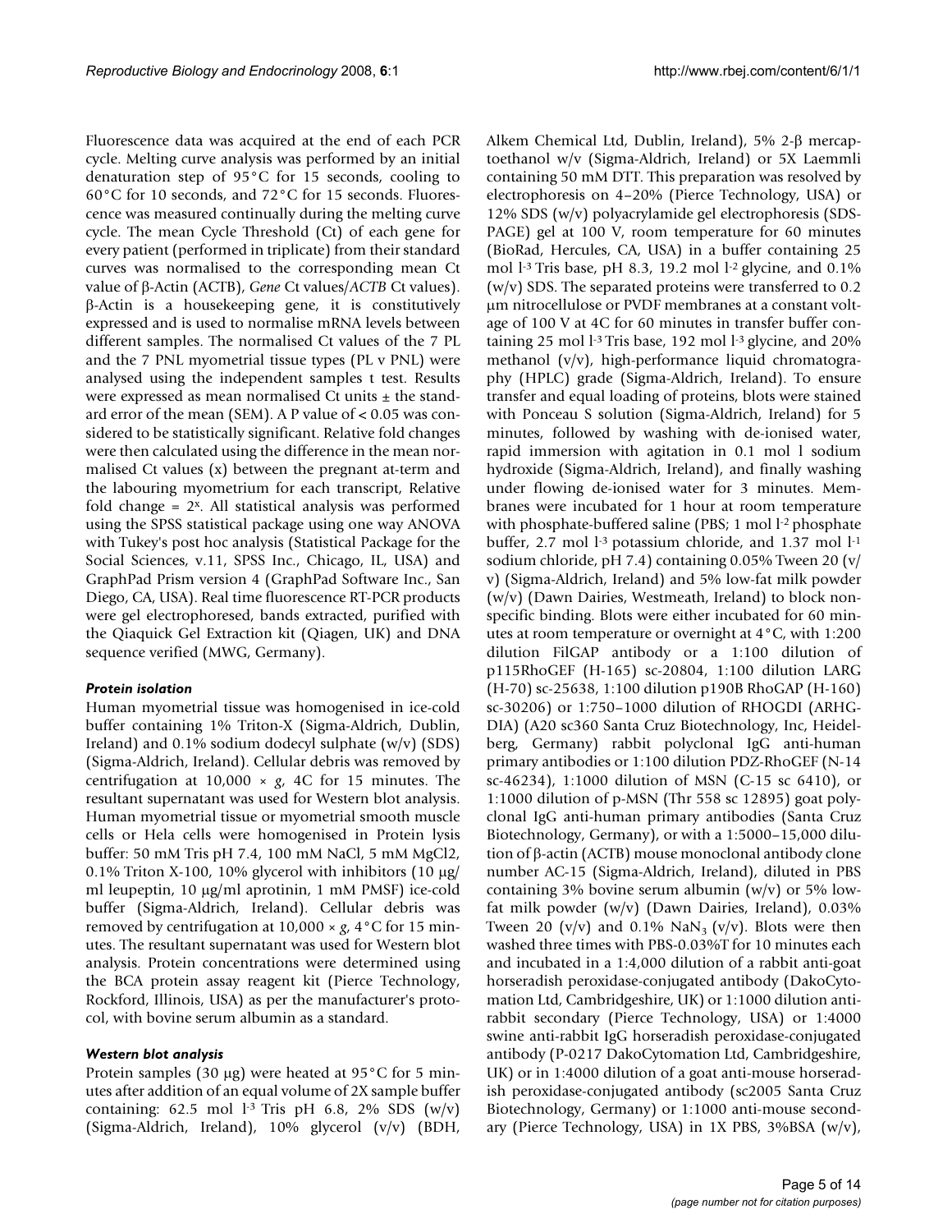Fluorescence data was acquired at the end of each PCR cycle. Melting curve analysis was performed by an initial denaturation step of 95°C for 15 seconds, cooling to 60°C for 10 seconds, and 72°C for 15 seconds. Fluorescence was measured continually during the melting curve cycle. The mean Cycle Threshold (Ct) of each gene for every patient (performed in triplicate) from their standard curves was normalised to the corresponding mean Ct value of β-Actin (ACTB), *Gene* Ct values/*ACTB* Ct values). β-Actin is a housekeeping gene, it is constitutively expressed and is used to normalise mRNA levels between different samples. The normalised Ct values of the 7 PL and the 7 PNL myometrial tissue types (PL v PNL) were analysed using the independent samples t test. Results were expressed as mean normalised Ct units ± the standard error of the mean (SEM). A P value of < 0.05 was considered to be statistically significant. Relative fold changes were then calculated using the difference in the mean normalised Ct values (x) between the pregnant at-term and the labouring myometrium for each transcript, Relative fold change = $2^x$. All statistical analysis was performed using the SPSS statistical package using one way ANOVA with Tukey's post hoc analysis (Statistical Package for the Social Sciences, v.11, SPSS Inc., Chicago, IL, USA) and GraphPad Prism version 4 (GraphPad Software Inc., San Diego, CA, USA). Real time fluorescence RT-PCR products were gel electrophoresed, bands extracted, purified with the Qiaquick Gel Extraction kit (Qiagen, UK) and DNA sequence verified (MWG, Germany).

### *Protein isolation*

Human myometrial tissue was homogenised in ice-cold buffer containing 1% Triton-X (Sigma-Aldrich, Dublin, Ireland) and 0.1% sodium dodecyl sulphate (w/v) (SDS) (Sigma-Aldrich, Ireland). Cellular debris was removed by centrifugation at 10,000 × *g*, 4C for 15 minutes. The resultant supernatant was used for Western blot analysis. Human myometrial tissue or myometrial smooth muscle cells or Hela cells were homogenised in Protein lysis buffer: 50 mM Tris pH 7.4, 100 mM NaCl, 5 mM $MgCl_2$, 0.1% Triton X-100, 10% glycerol with inhibitors (10 μg/ml leupeptin, 10 μg/ml aprotinin, 1 mM PMSF) ice-cold buffer (Sigma-Aldrich, Ireland). Cellular debris was removed by centrifugation at 10,000 × *g*, 4°C for 15 minutes. The resultant supernatant was used for Western blot analysis. Protein concentrations were determined using the BCA protein assay reagent kit (Pierce Technology, Rockford, Illinois, USA) as per the manufacturer's protocol, with bovine serum albumin as a standard.

### *Western blot analysis*

Protein samples (30 μg) were heated at 95°C for 5 minutes after addition of an equal volume of 2X sample buffer containing: 62.5 mol $l^{-3}$ Tris pH 6.8, 2% SDS (w/v) (Sigma-Aldrich, Ireland), 10% glycerol (v/v) (BDH, Alkem Chemical Ltd, Dublin, Ireland), 5% 2-β mercaptoethanol w/v (Sigma-Aldrich, Ireland) or 5X Laemmli containing 50 mM DTT. This preparation was resolved by electrophoresis on 4–20% (Pierce Technology, USA) or 12% SDS (w/v) polyacrylamide gel electrophoresis (SDS-PAGE) gel at 100 V, room temperature for 60 minutes (BioRad, Hercules, CA, USA) in a buffer containing 25 mol $l^{-3}$ Tris base, pH 8.3, 19.2 mol $l^{-2}$ glycine, and 0.1% (w/v) SDS. The separated proteins were transferred to 0.2 μm nitrocellulose or PVDF membranes at a constant voltage of 100 V at 4C for 60 minutes in transfer buffer containing 25 mol $l^{-3}$ Tris base, 192 mol $l^{-3}$ glycine, and 20% methanol (v/v), high-performance liquid chromatography (HPLC) grade (Sigma-Aldrich, Ireland). To ensure transfer and equal loading of proteins, blots were stained with Ponceau S solution (Sigma-Aldrich, Ireland) for 5 minutes, followed by washing with de-ionised water, rapid immersion with agitation in 0.1 mol l sodium hydroxide (Sigma-Aldrich, Ireland), and finally washing under flowing de-ionised water for 3 minutes. Membranes were incubated for 1 hour at room temperature with phosphate-buffered saline (PBS; 1 mol $l^{-2}$ phosphate buffer, 2.7 mol $l^{-3}$ potassium chloride, and 1.37 mol $l^{-1}$ sodium chloride, pH 7.4) containing 0.05% Tween 20 (v/v) (Sigma-Aldrich, Ireland) and 5% low-fat milk powder (w/v) (Dawn Dairies, Westmeath, Ireland) to block non-specific binding. Blots were either incubated for 60 minutes at room temperature or overnight at 4°C, with 1:200 dilution FilGAP antibody or a 1:100 dilution of p115RhoGEF (H-165) sc-20804, 1:100 dilution LARG (H-70) sc-25638, 1:100 dilution p190B RhoGAP (H-160) sc-30206) or 1:750–1000 dilution of RHOGDI (ARHGDIA) (A20 sc360 Santa Cruz Biotechnology, Inc, Heidelberg, Germany) rabbit polyclonal IgG anti-human primary antibodies or 1:100 dilution PDZ-RhoGEF (N-14 sc-46234), 1:1000 dilution of MSN (C-15 sc 6410), or 1:1000 dilution of p-MSN (Thr 558 sc 12895) goat polyclonal IgG anti-human primary antibodies (Santa Cruz Biotechnology, Germany), or with a 1:5000–15,000 dilution of β-actin (ACTB) mouse monoclonal antibody clone number AC-15 (Sigma-Aldrich, Ireland), diluted in PBS containing 3% bovine serum albumin (w/v) or 5% low-fat milk powder (w/v) (Dawn Dairies, Ireland), 0.03% Tween 20 (v/v) and 0.1% $NaN_3$ (v/v). Blots were then washed three times with PBS-0.03%T for 10 minutes each and incubated in a 1:4,000 dilution of a rabbit anti-goat horseradish peroxidase-conjugated antibody (DakoCytomation Ltd, Cambridgeshire, UK) or 1:1000 dilution anti-rabbit secondary (Pierce Technology, USA) or 1:4000 swine anti-rabbit IgG horseradish peroxidase-conjugated antibody (P-0217 DakoCytomation Ltd, Cambridgeshire, UK) or in 1:4000 dilution of a goat anti-mouse horseradish peroxidase-conjugated antibody (sc2005 Santa Cruz Biotechnology, Germany) or 1:1000 anti-mouse secondary (Pierce Technology, USA) in 1X PBS, 3%BSA (w/v),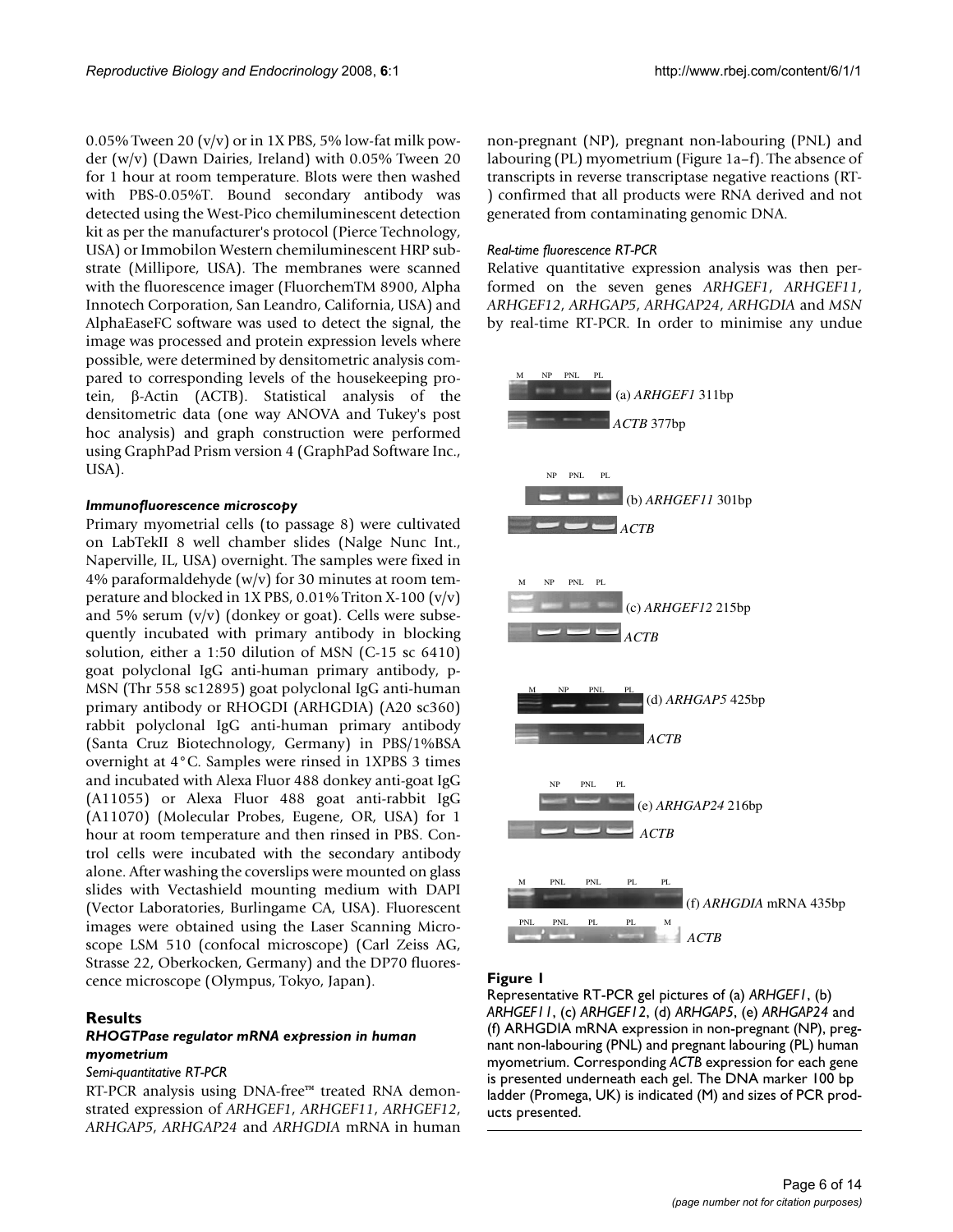0.05% Tween 20 (v/v) or in 1X PBS, 5% low-fat milk powder (w/v) (Dawn Dairies, Ireland) with 0.05% Tween 20 for 1 hour at room temperature. Blots were then washed with PBS-0.05%T. Bound secondary antibody was detected using the West-Pico chemiluminescent detection kit as per the manufacturer's protocol (Pierce Technology, USA) or Immobilon Western chemiluminescent HRP substrate (Millipore, USA). The membranes were scanned with the fluorescence imager (FluorchemTM 8900, Alpha Innotech Corporation, San Leandro, California, USA) and AlphaEaseFC software was used to detect the signal, the image was processed and protein expression levels where possible, were determined by densitometric analysis compared to corresponding levels of the housekeeping protein, β-Actin (ACTB). Statistical analysis of the densitometric data (one way ANOVA and Tukey's post hoc analysis) and graph construction were performed using GraphPad Prism version 4 (GraphPad Software Inc., USA).

#### *Immunofluorescence microscopy*

Primary myometrial cells (to passage 8) were cultivated on LabTekII 8 well chamber slides (Nalge Nunc Int., Naperville, IL, USA) overnight. The samples were fixed in 4% paraformaldehyde (w/v) for 30 minutes at room temperature and blocked in 1X PBS, 0.01% Triton X-100 (v/v) and 5% serum (v/v) (donkey or goat). Cells were subsequently incubated with primary antibody in blocking solution, either a 1:50 dilution of MSN (C-15 sc 6410) goat polyclonal IgG anti-human primary antibody, p-MSN (Thr 558 sc12895) goat polyclonal IgG anti-human primary antibody or RHOGDI (ARHGDIA) (A20 sc360) rabbit polyclonal IgG anti-human primary antibody (Santa Cruz Biotechnology, Germany) in PBS/1%BSA overnight at 4°C. Samples were rinsed in 1XPBS 3 times and incubated with Alexa Fluor 488 donkey anti-goat IgG (A11055) or Alexa Fluor 488 goat anti-rabbit IgG (A11070) (Molecular Probes, Eugene, OR, USA) for 1 hour at room temperature and then rinsed in PBS. Control cells were incubated with the secondary antibody alone. After washing the coverslips were mounted on glass slides with Vectashield mounting medium with DAPI (Vector Laboratories, Burlingame CA, USA). Fluorescent images were obtained using the Laser Scanning Microscope LSM 510 (confocal microscope) (Carl Zeiss AG, Strasse 22, Oberkocken, Germany) and the DP70 fluorescence microscope (Olympus, Tokyo, Japan).

## Results

### *RHOGTPase regulator mRNA expression in human myometrium*

#### *Semi-quantitative RT-PCR*

RT-PCR analysis using DNA-free™ treated RNA demonstrated expression of *ARHGEF1*, *ARHGEF11*, *ARHGEF12*, *ARHGAP5*, *ARHGAP24* and *ARHGDIA* mRNA in human non-pregnant (NP), pregnant non-labouring (PNL) and labouring (PL) myometrium (Figure 1a–f). The absence of transcripts in reverse transcriptase negative reactions (RT-) confirmed that all products were RNA derived and not generated from contaminating genomic DNA.

#### *Real-time fluorescence RT-PCR*

Relative quantitative expression analysis was then performed on the seven genes *ARHGEF1*, *ARHGEF11*, *ARHGEF12*, *ARHGAP5*, *ARHGAP24*, *ARHGDIA* and *MSN* by real-time RT-PCR. In order to minimise any undue

**Figure 1**

Representative RT-PCR gel pictures of (a) *ARHGEF1*, (b) *ARHGEF11*, (c) *ARHGEF12*, (d) *ARHGAP5*, (e) *ARHGAP24* and (f) ARHGDIA mRNA expression in non-pregnant (NP), pregnant non-labouring (PNL) and pregnant labouring (PL) human myometrium. Corresponding *ACTB* expression for each gene is presented underneath each gel. The DNA marker 100 bp ladder (Promega, UK) is indicated (M) and sizes of PCR products presented.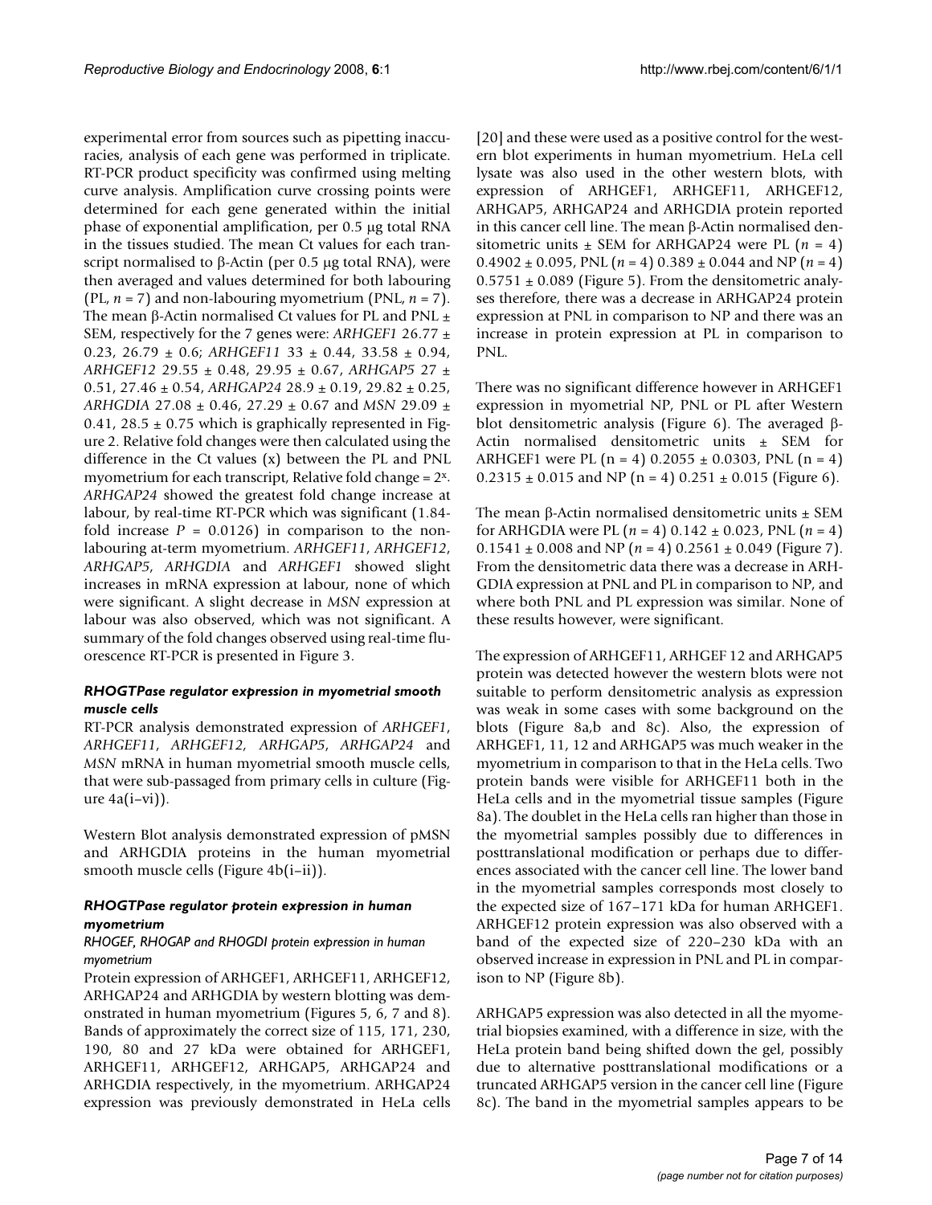experimental error from sources such as pipetting inaccuracies, analysis of each gene was performed in triplicate. RT-PCR product specificity was confirmed using melting curve analysis. Amplification curve crossing points were determined for each gene generated within the initial phase of exponential amplification, per 0.5 μg total RNA in the tissues studied. The mean Ct values for each transcript normalised to β-Actin (per 0.5 μg total RNA), were then averaged and values determined for both labouring (PL, $n = 7$) and non-labouring myometrium (PNL, $n = 7$). The mean β-Actin normalised Ct values for PL and PNL ± SEM, respectively for the 7 genes were: *ARHGEF1* 26.77 ± 0.23, 26.79 ± 0.6; *ARHGEF11* 33 ± 0.44, 33.58 ± 0.94, *ARHGEF12* 29.55 ± 0.48, 29.95 ± 0.67, *ARHGAP5* 27 ± 0.51, 27.46 ± 0.54, *ARHGAP24* 28.9 ± 0.19, 29.82 ± 0.25, *ARHGDIA* 27.08 ± 0.46, 27.29 ± 0.67 and *MSN* 29.09 ± 0.41, 28.5 ± 0.75 which is graphically represented in Figure 2. Relative fold changes were then calculated using the difference in the Ct values (x) between the PL and PNL myometrium for each transcript, Relative fold change = $2^x$. *ARHGAP24* showed the greatest fold change increase at labour, by real-time RT-PCR which was significant (1.84-fold increase $P = 0.0126$) in comparison to the non-labouring at-term myometrium. *ARHGEF11*, *ARHGEF12*, *ARHGAP5*, *ARHGDIA* and *ARHGEF1* showed slight increases in mRNA expression at labour, none of which were significant. A slight decrease in *MSN* expression at labour was also observed, which was not significant. A summary of the fold changes observed using real-time fluorescence RT-PCR is presented in Figure 3.

### *RHOGTPase regulator expression in myometrial smooth muscle cells*

RT-PCR analysis demonstrated expression of *ARHGEF1*, *ARHGEF11*, *ARHGEF12*, *ARHGAP5*, *ARHGAP24* and *MSN* mRNA in human myometrial smooth muscle cells, that were sub-passaged from primary cells in culture (Figure 4a(i–vi)).

Western Blot analysis demonstrated expression of pMSN and ARHGDIA proteins in the human myometrial smooth muscle cells (Figure 4b(i–ii)).

### *RHOGTPase regulator protein expression in human myometrium*

#### *RHOGEF, RHOGAP and RHOGDI protein expression in human myometrium*

Protein expression of ARHGEF1, ARHGEF11, ARHGEF12, ARHGAP24 and ARHGDIA by western blotting was demonstrated in human myometrium (Figures 5, 6, 7 and 8). Bands of approximately the correct size of 115, 171, 230, 190, 80 and 27 kDa were obtained for ARHGEF1, ARHGEF11, ARHGEF12, ARHGAP5, ARHGAP24 and ARHGDIA respectively, in the myometrium. ARHGAP24 expression was previously demonstrated in HeLa cells [20] and these were used as a positive control for the western blot experiments in human myometrium. HeLa cell lysate was also used in the other western blots, with expression of ARHGEF1, ARHGEF11, ARHGEF12, ARHGAP5, ARHGAP24 and ARHGDIA protein reported in this cancer cell line. The mean β-Actin normalised densitometric units ± SEM for ARHGAP24 were PL ($n = 4$) 0.4902 ± 0.095, PNL ($n = 4$) 0.389 ± 0.044 and NP ($n = 4$) 0.5751 ± 0.089 (Figure 5). From the densitometric analyses therefore, there was a decrease in ARHGAP24 protein expression at PNL in comparison to NP and there was an increase in protein expression at PL in comparison to PNL.

There was no significant difference however in ARHGEF1 expression in myometrial NP, PNL or PL after Western blot densitometric analysis (Figure 6). The averaged β-Actin normalised densitometric units ± SEM for ARHGEF1 were PL (n = 4) 0.2055 ± 0.0303, PNL (n = 4) 0.2315 ± 0.015 and NP (n = 4) 0.251 ± 0.015 (Figure 6).

The mean β-Actin normalised densitometric units ± SEM for ARHGDIA were PL ($n = 4$) 0.142 ± 0.023, PNL ($n = 4$) 0.1541 ± 0.008 and NP ($n = 4$) 0.2561 ± 0.049 (Figure 7). From the densitometric data there was a decrease in ARHGDIA expression at PNL and PL in comparison to NP, and where both PNL and PL expression was similar. None of these results however, were significant.

The expression of ARHGEF11, ARHGEF 12 and ARHGAP5 protein was detected however the western blots were not suitable to perform densitometric analysis as expression was weak in some cases with some background on the blots (Figure 8a,b and 8c). Also, the expression of ARHGEF1, 11, 12 and ARHGAP5 was much weaker in the myometrium in comparison to that in the HeLa cells. Two protein bands were visible for ARHGEF11 both in the HeLa cells and in the myometrial tissue samples (Figure 8a). The doublet in the HeLa cells ran higher than those in the myometrial samples possibly due to differences in posttranslational modification or perhaps due to differences associated with the cancer cell line. The lower band in the myometrial samples corresponds most closely to the expected size of 167–171 kDa for human ARHGEF1. ARHGEF12 protein expression was also observed with a band of the expected size of 220–230 kDa with an observed increase in expression in PNL and PL in comparison to NP (Figure 8b).

ARHGAP5 expression was also detected in all the myometrial biopsies examined, with a difference in size, with the HeLa protein band being shifted down the gel, possibly due to alternative posttranslational modifications or a truncated ARHGAP5 version in the cancer cell line (Figure 8c). The band in the myometrial samples appears to be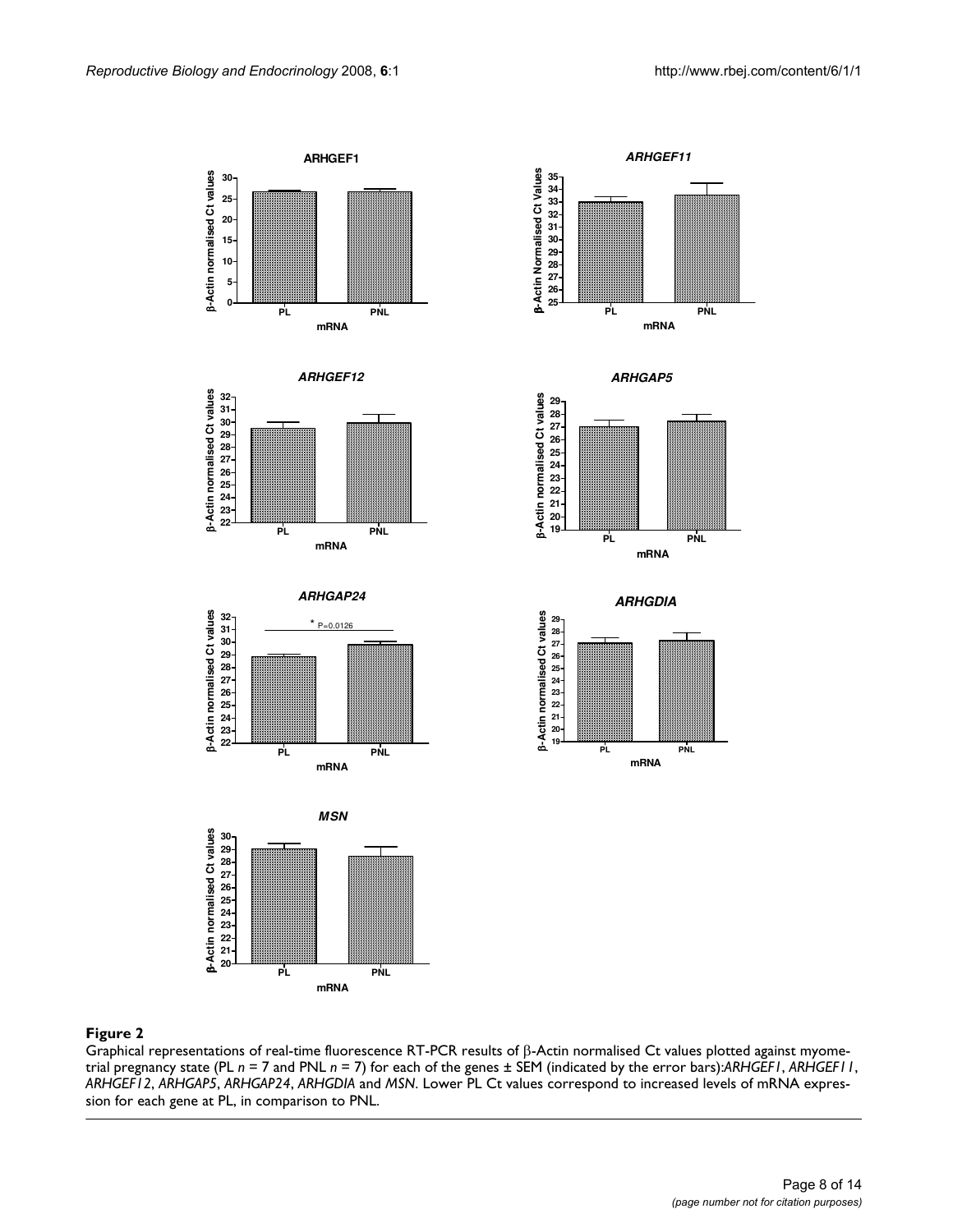**Figure 2**

Graphical representations of real-time fluorescence RT-PCR results of β-Actin normalised Ct values plotted against myometrial pregnancy state (PL *n* = 7 and PNL *n* = 7) for each of the genes ± SEM (indicated by the error bars):*ARHGEF1*, *ARHGEF11*, *ARHGEF12*, *ARHGAP5*, *ARHGAP24*, *ARHGDIA* and *MSN*. Lower PL Ct values correspond to increased levels of mRNA expression for each gene at PL, in comparison to PNL.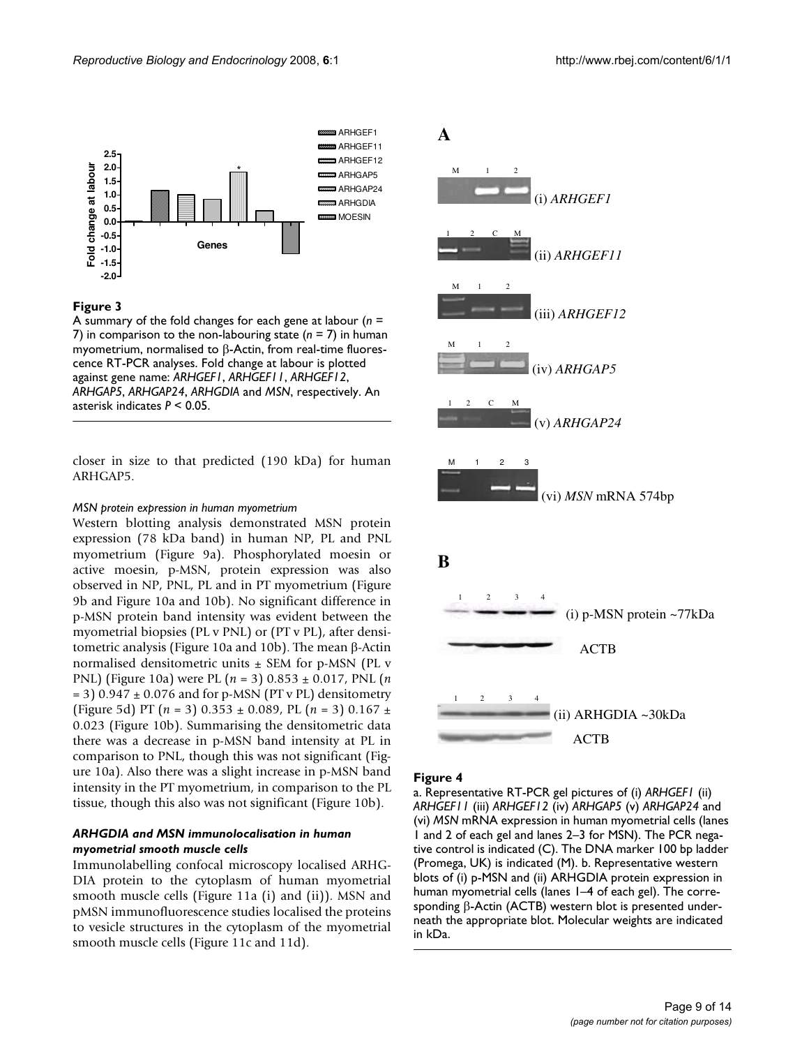**Figure 3**

A summary of the fold changes for each gene at labour ($n$ = 7) in comparison to the non-labouring state ($n$ = 7) in human myometrium, normalised to β-Actin, from real-time fluorescence RT-PCR analyses. Fold change at labour is plotted against gene name: *ARHGEF1*, *ARHGEF11*, *ARHGEF12*, *ARHGAP5*, *ARHGAP24*, *ARHGDIA* and *MSN*, respectively. An asterisk indicates $P < 0.05$.

closer in size to that predicted (190 kDa) for human ARHGAP5.

*MSN protein expression in human myometrium*

Western blotting analysis demonstrated MSN protein expression (78 kDa band) in human NP, PL and PNL myometrium (Figure 9a). Phosphorylated moesin or active moesin, p-MSN, protein expression was also observed in NP, PNL, PL and in PT myometrium (Figure 9b and Figure 10a and 10b). No significant difference in p-MSN protein band intensity was evident between the myometrial biopsies (PL v PNL) or (PT v PL), after densitometric analysis (Figure 10a and 10b). The mean β-Actin normalised densitometric units ± SEM for p-MSN (PL v PNL) (Figure 10a) were PL ($n$ = 3) 0.853 ± 0.017, PNL ($n$ = 3) 0.947 ± 0.076 and for p-MSN (PT v PL) densitometry (Figure 5d) PT ($n$ = 3) 0.353 ± 0.089, PL ($n$ = 3) 0.167 ± 0.023 (Figure 10b). Summarising the densitometric data there was a decrease in p-MSN band intensity at PL in comparison to PNL, though this was not significant (Figure 10a). Also there was a slight increase in p-MSN band intensity in the PT myometrium, in comparison to the PL tissue, though this also was not significant (Figure 10b).

### *ARHGDIA and MSN immunolocalisation in human myometrial smooth muscle cells*

Immunolabelling confocal microscopy localised ARHGDIA protein to the cytoplasm of human myometrial smooth muscle cells (Figure 11a (i) and (ii)). MSN and pMSN immunofluorescence studies localised the proteins to vesicle structures in the cytoplasm of the myometrial smooth muscle cells (Figure 11c and 11d).

**Figure 4**

a. Representative RT-PCR gel pictures of (i) *ARHGEF1* (ii) *ARHGEF11* (iii) *ARHGEF12* (iv) *ARHGAP5* (v) *ARHGAP24* and (vi) *MSN* mRNA expression in human myometrial cells (lanes 1 and 2 of each gel and lanes 2–3 for MSN). The PCR negative control is indicated (C). The DNA marker 100 bp ladder (Promega, UK) is indicated (M). b. Representative western blots of (i) p-MSN and (ii) ARHGDIA protein expression in human myometrial cells (lanes 1–4 of each gel). The corresponding β-Actin (ACTB) western blot is presented underneath the appropriate blot. Molecular weights are indicated in kDa.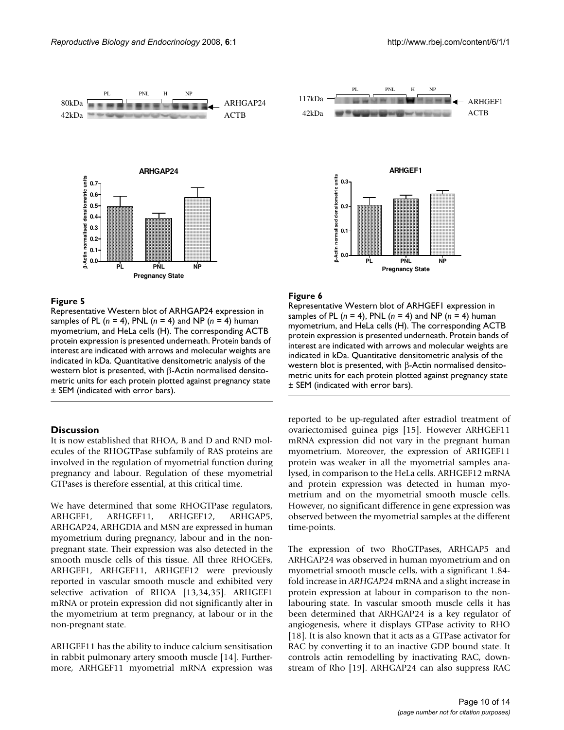**Figure 5**

Representative Western blot of ARHGAP24 expression in samples of PL (*n* = 4), PNL (*n* = 4) and NP (*n* = 4) human myometrium, and HeLa cells (H). The corresponding ACTB protein expression is presented underneath. Protein bands of interest are indicated with arrows and molecular weights are indicated in kDa. Quantitative densitometric analysis of the western blot is presented, with β-Actin normalised densitometric units for each protein plotted against pregnancy state ± SEM (indicated with error bars).

**Figure 6**

Representative Western blot of ARHGEF1 expression in samples of PL (*n* = 4), PNL (*n* = 4) and NP (*n* = 4) human myometrium, and HeLa cells (H). The corresponding ACTB protein expression is presented underneath. Protein bands of interest are indicated with arrows and molecular weights are indicated in kDa. Quantitative densitometric analysis of the western blot is presented, with β-Actin normalised densitometric units for each protein plotted against pregnancy state ± SEM (indicated with error bars).

## Discussion

It is now established that RHOA, B and D and RND molecules of the RHOGTPase subfamily of RAS proteins are involved in the regulation of myometrial function during pregnancy and labour. Regulation of these myometrial GTPases is therefore essential, at this critical time.

We have determined that some RHOGTPase regulators, ARHGEF1, ARHGEF11, ARHGEF12, ARHGAP5, ARHGAP24, ARHGDIA and MSN are expressed in human myometrium during pregnancy, labour and in the non-pregnant state. Their expression was also detected in the smooth muscle cells of this tissue. All three RHOGEFs, ARHGEF1, ARHGEF11, ARHGEF12 were previously reported in vascular smooth muscle and exhibited very selective activation of RHOA [13,34,35]. ARHGEF1 mRNA or protein expression did not significantly alter in the myometrium at term pregnancy, at labour or in the non-pregnant state.

ARHGEF11 has the ability to induce calcium sensitisation in rabbit pulmonary artery smooth muscle [14]. Furthermore, ARHGEF11 myometrial mRNA expression was reported to be up-regulated after estradiol treatment of ovariectomised guinea pigs [15]. However ARHGEF11 mRNA expression did not vary in the pregnant human myometrium. Moreover, the expression of ARHGEF11 protein was weaker in all the myometrial samples analysed, in comparison to the HeLa cells. ARHGEF12 mRNA and protein expression was detected in human myometrium and on the myometrial smooth muscle cells. However, no significant difference in gene expression was observed between the myometrial samples at the different time-points.

The expression of two RhoGTPases, ARHGAP5 and ARHGAP24 was observed in human myometrium and on myometrial smooth muscle cells, with a significant 1.84-fold increase in *ARHGAP24* mRNA and a slight increase in protein expression at labour in comparison to the non-labouring state. In vascular smooth muscle cells it has been determined that ARHGAP24 is a key regulator of angiogenesis, where it displays GTPase activity to RHO [18]. It is also known that it acts as a GTPase activator for RAC by converting it to an inactive GDP bound state. It controls actin remodelling by inactivating RAC, downstream of Rho [19]. ARHGAP24 can also suppress RAC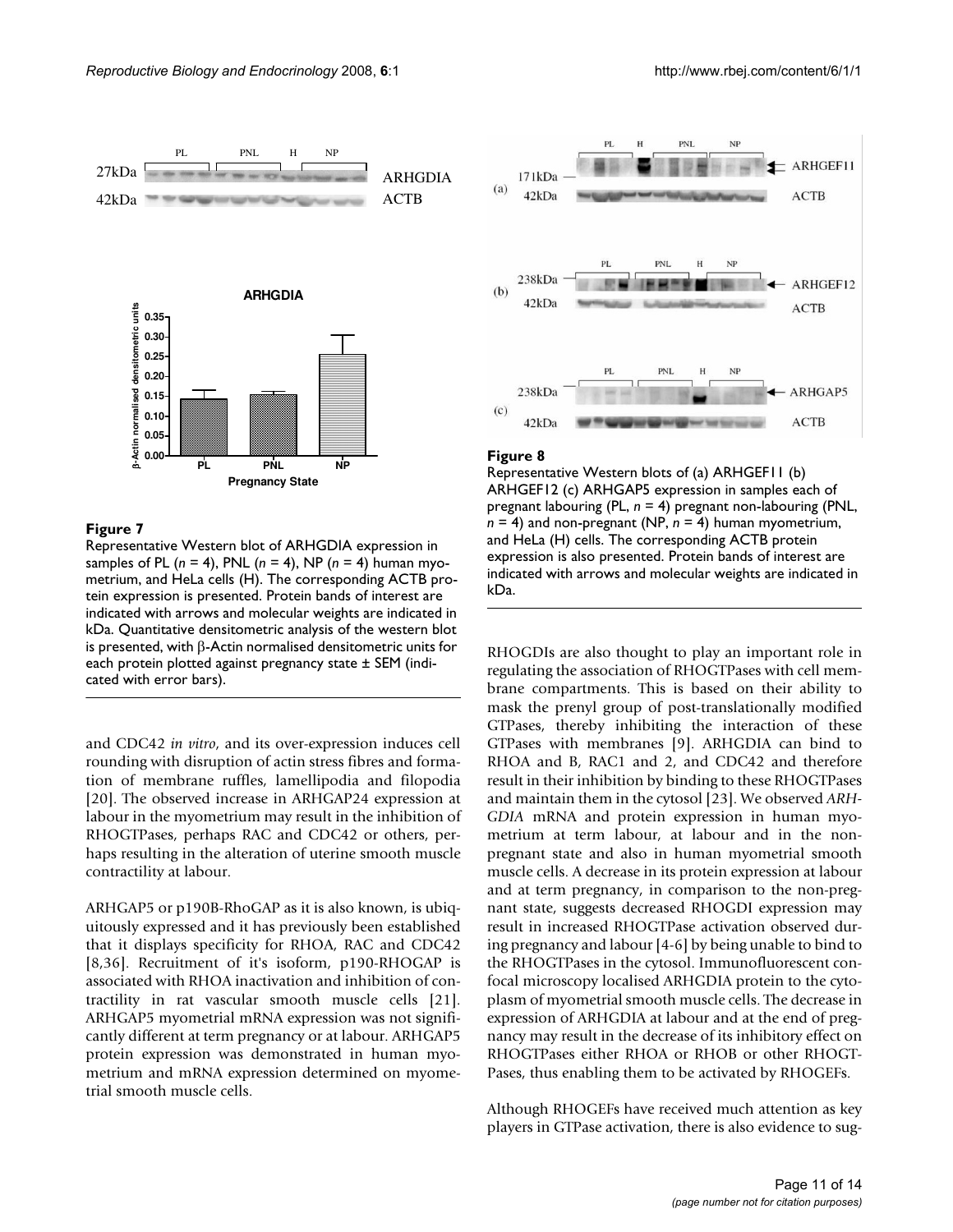**Figure 7**

Representative Western blot of ARHGDIA expression in samples of PL (*n* = 4), PNL (*n* = 4), NP (*n* = 4) human myometrium, and HeLa cells (H). The corresponding ACTB protein expression is presented. Protein bands of interest are indicated with arrows and molecular weights are indicated in kDa. Quantitative densitometric analysis of the western blot is presented, with β-Actin normalised densitometric units for each protein plotted against pregnancy state ± SEM (indicated with error bars).

**Figure 8**

Representative Western blots of (a) ARHGEF11 (b) ARHGEF12 (c) ARHGAP5 expression in samples each of pregnant labouring (PL, *n* = 4) pregnant non-labouring (PNL, *n* = 4) and non-pregnant (NP, *n* = 4) human myometrium, and HeLa (H) cells. The corresponding ACTB protein expression is also presented. Protein bands of interest are indicated with arrows and molecular weights are indicated in kDa.

and CDC42 *in vitro*, and its over-expression induces cell rounding with disruption of actin stress fibres and formation of membrane ruffles, lamellipodia and filopodia [20]. The observed increase in ARHGAP24 expression at labour in the myometrium may result in the inhibition of RHOGTPases, perhaps RAC and CDC42 or others, perhaps resulting in the alteration of uterine smooth muscle contractility at labour.

ARHGAP5 or p190B-RhoGAP as it is also known, is ubiquitously expressed and it has previously been established that it displays specificity for RHOA, RAC and CDC42 [8,36]. Recruitment of it's isoform, p190-RHOGAP is associated with RHOA inactivation and inhibition of contractility in rat vascular smooth muscle cells [21]. ARHGAP5 myometrial mRNA expression was not significantly different at term pregnancy or at labour. ARHGAP5 protein expression was demonstrated in human myometrium and mRNA expression determined on myometrial smooth muscle cells.

RHOGDIs are also thought to play an important role in regulating the association of RHOGTPases with cell membrane compartments. This is based on their ability to mask the prenyl group of post-translationally modified GTPases, thereby inhibiting the interaction of these GTPases with membranes [9]. ARHGDIA can bind to RHOA and B, RAC1 and 2, and CDC42 and therefore result in their inhibition by binding to these RHOGTPases and maintain them in the cytosol [23]. We observed *ARHGDIA* mRNA and protein expression in human myometrium at term labour, at labour and in the non-pregnant state and also in human myometrial smooth muscle cells. A decrease in its protein expression at labour and at term pregnancy, in comparison to the non-pregnant state, suggests decreased RHOGDI expression may result in increased RHOGTPase activation observed during pregnancy and labour [4-6] by being unable to bind to the RHOGTPases in the cytosol. Immunofluorescent confocal microscopy localised ARHGDIA protein to the cytoplasm of myometrial smooth muscle cells. The decrease in expression of ARHGDIA at labour and at the end of pregnancy may result in the decrease of its inhibitory effect on RHOGTPases either RHOA or RHOB or other RHOGTPases, thus enabling them to be activated by RHOGEFs.

Although RHOGEFs have received much attention as key players in GTPase activation, there is also evidence to sug-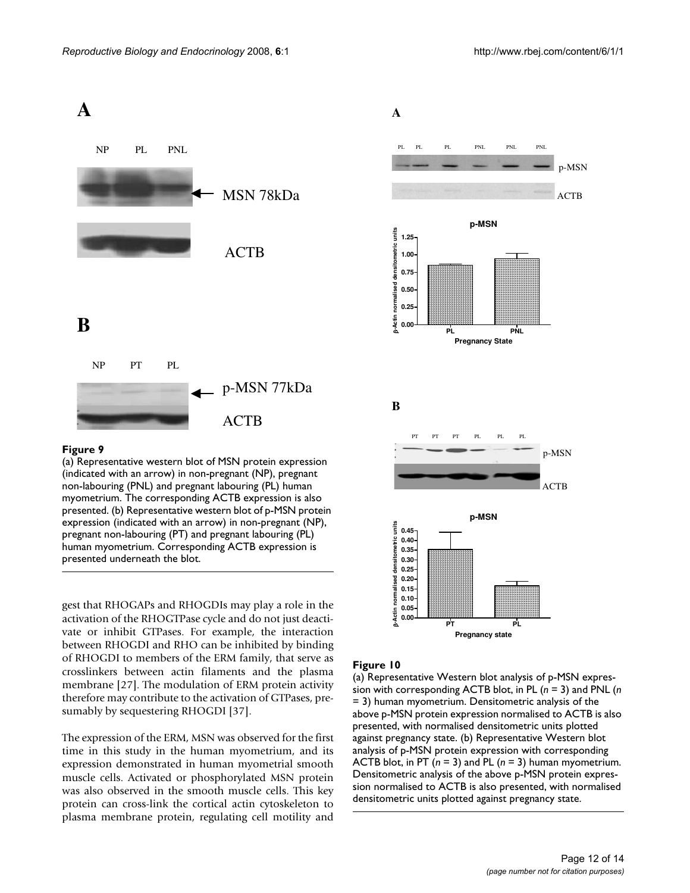**Figure 9**

(a) Representative western blot of MSN protein expression (indicated with an arrow) in non-pregnant (NP), pregnant non-labouring (PNL) and pregnant labouring (PL) human myometrium. The corresponding ACTB expression is also presented. (b) Representative western blot of p-MSN protein expression (indicated with an arrow) in non-pregnant (NP), pregnant non-labouring (PT) and pregnant labouring (PL) human myometrium. Corresponding ACTB expression is presented underneath the blot.

gest that RHOGAPs and RHOGDIs may play a role in the activation of the RHOGTPase cycle and do not just deactivate or inhibit GTPases. For example, the interaction between RHOGDI and RHO can be inhibited by binding of RHOGDI to members of the ERM family, that serve as crosslinkers between actin filaments and the plasma membrane [27]. The modulation of ERM protein activity therefore may contribute to the activation of GTPases, presumably by sequestering RHOGDI [37].

The expression of the ERM, MSN was observed for the first time in this study in the human myometrium, and its expression demonstrated in human myometrial smooth muscle cells. Activated or phosphorylated MSN protein was also observed in the smooth muscle cells. This key protein can cross-link the cortical actin cytoskeleton to plasma membrane protein, regulating cell motility and

**Figure 10**

(a) Representative Western blot analysis of p-MSN expression with corresponding ACTB blot, in PL ($n$ = 3) and PNL ($n$ = 3) human myometrium. Densitometric analysis of the above p-MSN protein expression normalised to ACTB is also presented, with normalised densitometric units plotted against pregnancy state. (b) Representative Western blot analysis of p-MSN protein expression with corresponding ACTB blot, in PT ($n$ = 3) and PL ($n$ = 3) human myometrium. Densitometric analysis of the above p-MSN protein expression normalised to ACTB is also presented, with normalised densitometric units plotted against pregnancy state.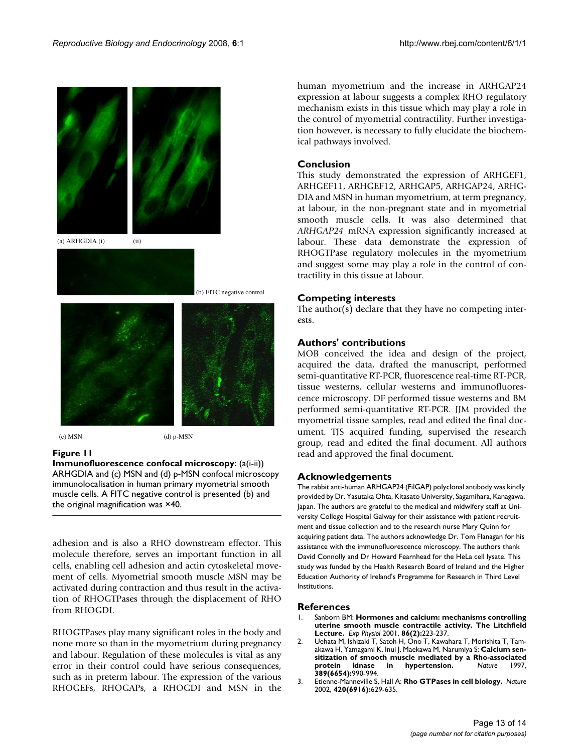(a) ARHGDIA (i) (ii)

(b) FITC negative control

(c) MSN (d) p-MSN

**Figure 11**
**Immunofluorescence confocal microscopy**: (a(i-ii)) ARHGDIA and (c) MSN and (d) p-MSN confocal microscopy immunolocalisation in human primary myometrial smooth muscle cells. A FITC negative control is presented (b) and the original magnification was ×40.

adhesion and is also a RHO downstream effector. This molecule therefore, serves an important function in all cells, enabling cell adhesion and actin cytoskeletal movement of cells. Myometrial smooth muscle MSN may be activated during contraction and thus result in the activation of RHOGTPases through the displacement of RHO from RHOGDI.

RHOGTPases play many significant roles in the body and none more so than in the myometrium during pregnancy and labour. Regulation of these molecules is vital as any error in their control could have serious consequences, such as in preterm labour. The expression of the various RHOGEFs, RHOGAPs, a RHOGDI and MSN in the human myometrium and the increase in ARHGAP24 expression at labour suggests a complex RHO regulatory mechanism exists in this tissue which may play a role in the control of myometrial contractility. Further investigation however, is necessary to fully elucidate the biochemical pathways involved.

## Conclusion

This study demonstrated the expression of ARHGEF1, ARHGEF11, ARHGEF12, ARHGAP5, ARHGAP24, ARHGDIA and MSN in human myometrium, at term pregnancy, at labour, in the non-pregnant state and in myometrial smooth muscle cells. It was also determined that *ARHGAP24* mRNA expression significantly increased at labour. These data demonstrate the expression of RHOGTPase regulatory molecules in the myometrium and suggest some may play a role in the control of contractility in this tissue at labour.

## Competing interests

The author(s) declare that they have no competing interests.

## Authors' contributions

MOB conceived the idea and design of the project, acquired the data, drafted the manuscript, performed semi-quantitative RT-PCR, fluorescence real-time RT-PCR, tissue westerns, cellular westerns and immunofluorescence microscopy. DF performed tissue westerns and BM performed semi-quantitative RT-PCR. JJM provided the myometrial tissue samples, read and edited the final document. TJS acquired funding, supervised the research group, read and edited the final document. All authors read and approved the final document.

## Acknowledgements

The rabbit anti-human ARHGAP24 (FilGAP) polyclonal antibody was kindly provided by Dr. Yasutaka Ohta, Kitasato University, Sagamihara, Kanagawa, Japan. The authors are grateful to the medical and midwifery staff at University College Hospital Galway for their assistance with patient recruitment and tissue collection and to the research nurse Mary Quinn for acquiring patient data. The authors acknowledge Dr. Tom Flanagan for his assistance with the immunofluorescence microscopy. The authors thank David Connolly and Dr Howard Fearnhead for the HeLa cell lysate. This study was funded by the Health Research Board of Ireland and the Higher Education Authority of Ireland's Programme for Research in Third Level Institutions.

## References

1. Sanborn BM: **Hormones and calcium: mechanisms controlling uterine smooth muscle contractile activity. The Litchfield Lecture.** *Exp Physiol* 2001, **86(2):**223-237.
2. Uehata M, Ishizaki T, Satoh H, Ono T, Kawahara T, Morishita T, Tamakawa H, Yamagami K, Inui J, Maekawa M, Narumiya S: **Calcium sensitization of smooth muscle mediated by a Rho-associated protein kinase in hypertension.** *Nature* 1997, **389(6654):**990-994.
3. Etienne-Manneville S, Hall A: **Rho GTPases in cell biology.** *Nature* 2002, **420(6916):**629-635.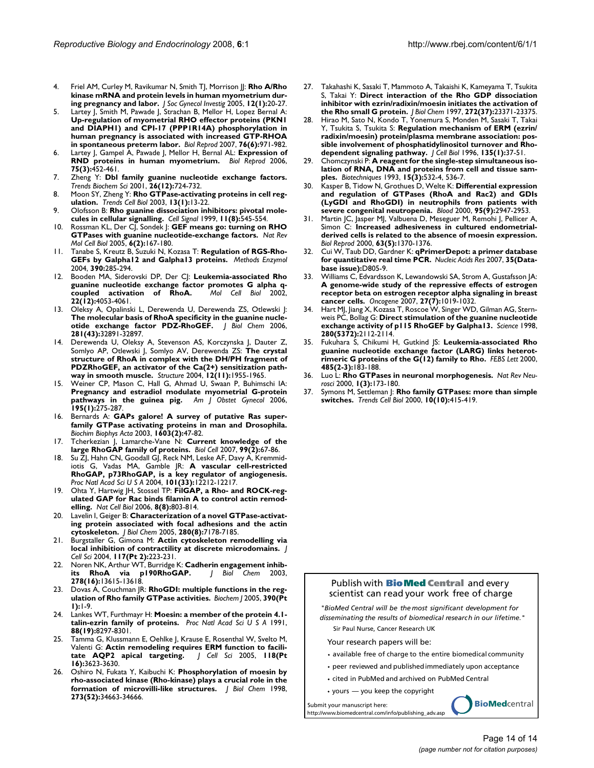4. Friel AM, Curley M, Ravikumar N, Smith TJ, Morrison JJ: **Rho A/Rho kinase mRNA and protein levels in human myometrium during pregnancy and labor.** *J Soc Gynecol Investig* 2005, **12(1):**20-27.
5. Lartey J, Smith M, Pawade J, Strachan B, Mellor H, Lopez Bernal A: **Up-regulation of myometrial RHO effector proteins (PKN1 and DIAPH1) and CPI-17 (PPP1R14A) phosphorylation in human pregnancy is associated with increased GTP-RHOA in spontaneous preterm labor.** *Biol Reprod* 2007, **76(6):**971-982.
6. Lartey J, Gampel A, Pawade J, Mellor H, Bernal AL: **Expression of RND proteins in human myometrium.** *Biol Reprod* 2006, **75(3):**452-461.
7. Zheng Y: **Dbl family guanine nucleotide exchange factors.** *Trends Biochem Sci* 2001, **26(12):**724-732.
8. Moon SY, Zheng Y: **Rho GTPase-activating proteins in cell regulation.** *Trends Cell Biol* 2003, **13(1):**13-22.
9. Olofsson B: **Rho guanine dissociation inhibitors: pivotal molecules in cellular signalling.** *Cell Signal* 1999, **11(8):**545-554.
10. Rossman KL, Der CJ, Sondek J: **GEF means go: turning on RHO GTPases with guanine nucleotide-exchange factors.** *Nat Rev Mol Cell Biol* 2005, **6(2):**167-180.
11. Tanabe S, Kreutz B, Suzuki N, Kozasa T: **Regulation of RGS-RhoGEFs by Galpha12 and Galpha13 proteins.** *Methods Enzymol* 2004, **390:**285-294.
12. Booden MA, Siderovski DP, Der CJ: **Leukemia-associated Rho guanine nucleotide exchange factor promotes G alpha q-coupled activation of RhoA.** *Mol Cell Biol* 2002, **22(12):**4053-4061.
13. Oleksy A, Opalinski L, Derewenda U, Derewenda ZS, Otlewski J: **The molecular basis of RhoA specificity in the guanine nucleotide exchange factor PDZ-RhoGEF.** *J Biol Chem* 2006, **281(43):**32891-32897.
14. Derewenda U, Oleksy A, Stevenson AS, Korczynska J, Dauter Z, Somlyo AP, Otlewski J, Somlyo AV, Derewenda ZS: **The crystal structure of RhoA in complex with the DH/PH fragment of PDZRhoGEF, an activator of the Ca(2+) sensitization pathway in smooth muscle.** *Structure* 2004, **12(11):**1955-1965.
15. Weiner CP, Mason C, Hall G, Ahmad U, Swaan P, Buhimschi IA: **Pregnancy and estradiol modulate myometrial G-protein pathways in the guinea pig.** *Am J Obstet Gynecol* 2006, **195(1):**275-287.
16. Bernards A: **GAPs galore! A survey of putative Ras superfamily GTPase activating proteins in man and Drosophila.** *Biochim Biophys Acta* 2003, **1603(2):**47-82.
17. Tcherkezian J, Lamarche-Vane N: **Current knowledge of the large RhoGAP family of proteins.** *Biol Cell* 2007, **99(2):**67-86.
18. Su ZJ, Hahn CN, Goodall GJ, Reck NM, Leske AF, Davy A, Kremmidiotis G, Vadas MA, Gamble JR: **A vascular cell-restricted RhoGAP, p73RhoGAP, is a key regulator of angiogenesis.** *Proc Natl Acad Sci U S A* 2004, **101(33):**12212-12217.
19. Ohta Y, Hartwig JH, Stossel TP: **FilGAP, a Rho- and ROCK-regulated GAP for Rac binds filamin A to control actin remodelling.** *Nat Cell Biol* 2006, **8(8):**803-814.
20. Lavelin I, Geiger B: **Characterization of a novel GTPase-activating protein associated with focal adhesions and the actin cytoskeleton.** *J Biol Chem* 2005, **280(8):**7178-7185.
21. Burgstaller G, Gimona M: **Actin cytoskeleton remodelling via local inhibition of contractility at discrete microdomains.** *J Cell Sci* 2004, **117(Pt 2):**223-231.
22. Noren NK, Arthur WT, Burridge K: **Cadherin engagement inhibits RhoA via p190RhoGAP.** *J Biol Chem* 2003, **278(16):**13615-13618.
23. Dovas A, Couchman JR: **RhoGDI: multiple functions in the regulation of Rho family GTPase activities.** *Biochem J* 2005, **390(Pt 1):**1-9.
24. Lankes WT, Furthmayr H: **Moesin: a member of the protein 4.1-talin-ezrin family of proteins.** *Proc Natl Acad Sci U S A* 1991, **88(19):**8297-8301.
25. Tamma G, Klussmann E, Oehlke J, Krause E, Rosenthal W, Svelto M, Valenti G: **Actin remodeling requires ERM function to facilitate AQP2 apical targeting.** *J Cell Sci* 2005, **118(Pt 16):**3623-3630.
26. Oshiro N, Fukata Y, Kaibuchi K: **Phosphorylation of moesin by rho-associated kinase (Rho-kinase) plays a crucial role in the formation of microvilli-like structures.** *J Biol Chem* 1998, **273(52):**34663-34666.
27. Takahashi K, Sasaki T, Mammoto A, Takaishi K, Kameyama T, Tsukita S, Takai Y: **Direct interaction of the Rho GDP dissociation inhibitor with ezrin/radixin/moesin initiates the activation of the Rho small G protein.** *J Biol Chem* 1997, **272(37):**23371-23375.
28. Hirao M, Sato N, Kondo T, Yonemura S, Monden M, Sasaki T, Takai Y, Tsukita S, Tsukita S: **Regulation mechanism of ERM (ezrin/radixin/moesin) protein/plasma membrane association: possible involvement of phosphatidylinositol turnover and Rho-dependent signaling pathway.** *J Cell Biol* 1996, **135(1):**37-51.
29. Chomczynski P: **A reagent for the single-step simultaneous isolation of RNA, DNA and proteins from cell and tissue samples.** *Biotechniques* 1993, **15(3):**532-4, 536-7.
30. Kasper B, Tidow N, Grothues D, Welte K: **Differential expression and regulation of GTPases (RhoA and Rac2) and GDIs (LyGDI and RhoGDI) in neutrophils from patients with severe congenital neutropenia.** *Blood* 2000, **95(9):**2947-2953.
31. Martin JC, Jasper MJ, Valbuena D, Meseguer M, Remohi J, Pellicer A, Simon C: **Increased adhesiveness in cultured endometrial-derived cells is related to the absence of moesin expression.** *Biol Reprod* 2000, **63(5):**1370-1376.
32. Cui W, Taub DD, Gardner K: **qPrimerDepot: a primer database for quantitative real time PCR.** *Nucleic Acids Res* 2007, **35(Database issue):**D805-9.
33. Williams C, Edvardsson K, Lewandowski SA, Strom A, Gustafsson JA: **A genome-wide study of the repressive effects of estrogen receptor beta on estrogen receptor alpha signaling in breast cancer cells.** *Oncogene* 2007, **27(7):**1019-1032.
34. Hart MJ, Jiang X, Kozasa T, Roscoe W, Singer WD, Gilman AG, Sternweis PC, Bollag G: **Direct stimulation of the guanine nucleotide exchange activity of p115 RhoGEF by Galpha13.** *Science* 1998, **280(5372):**2112-2114.
35. Fukuhara S, Chikumi H, Gutkind JS: **Leukemia-associated Rho guanine nucleotide exchange factor (LARG) links heterotrimeric G proteins of the G(12) family to Rho.** *FEBS Lett* 2000, **485(2-3):**183-188.
36. Luo L: **Rho GTPases in neuronal morphogenesis.** *Nat Rev Neurosci* 2000, **1(3):**173-180.
37. Symons M, Settleman J: **Rho family GTPases: more than simple switches.** *Trends Cell Biol* 2000, **10(10):**415-419.

Publish with **BioMed Central** and every scientist can read your work free of charge

*"BioMed Central will be the most significant development for disseminating the results of biomedical research in our lifetime."*

Sir Paul Nurse, Cancer Research UK

Your research papers will be:

- available free of charge to the entire biomedical community
- peer reviewed and published immediately upon acceptance
- cited in PubMed and archived on PubMed Central
- yours — you keep the copyright

Submit your manuscript here:
http://www.biomedcentral.com/info/publishing_adv.asp

BioMedcentral